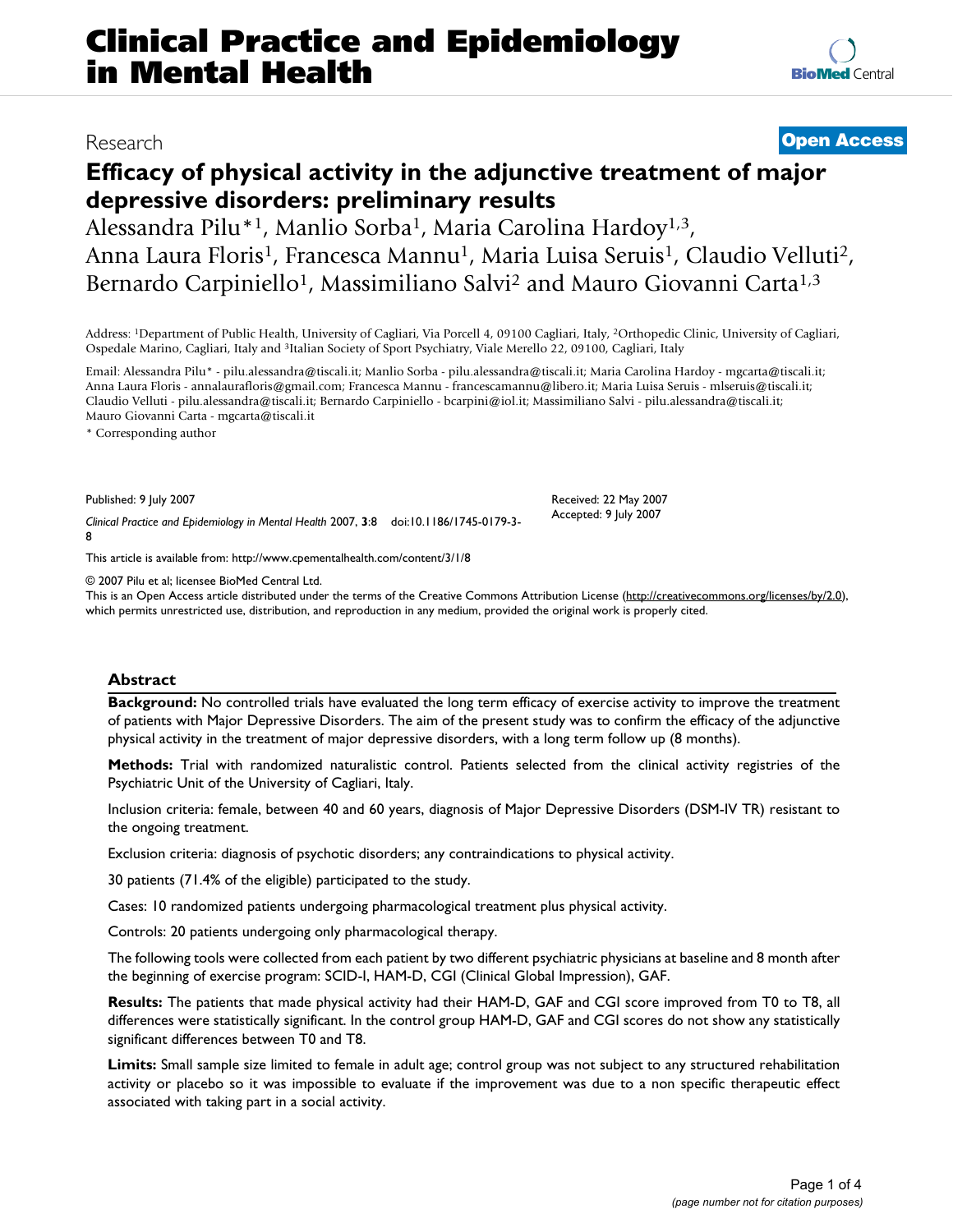Research

**Open Access**

# Efficacy of physical activity in the adjunctive treatment of major depressive disorders: preliminary results

Alessandra Pilu*[1], Manlio Sorba[1], Maria Carolina Hardoy[1,3], Anna Laura Floris[1], Francesca Mannu[1], Maria Luisa Seruis[1], Claudio Velluti[2], Bernardo Carpiniello[1], Massimiliano Salvi[2] and Mauro Giovanni Carta[1,3]

Address: [1]Department of Public Health, University of Cagliari, Via Porcell 4, 09100 Cagliari, Italy, [2]Orthopedic Clinic, University of Cagliari, Ospedale Marino, Cagliari, Italy and [3]Italian Society of Sport Psychiatry, Viale Merello 22, 09100, Cagliari, Italy

Email: Alessandra Pilu* - pilu.alessandra@tiscali.it; Manlio Sorba - pilu.alessandra@tiscali.it; Maria Carolina Hardoy - mgcarta@tiscali.it; Anna Laura Floris - annalaurafloris@gmail.com; Francesca Mannu - francescamannu@libero.it; Maria Luisa Seruis - mlseruis@tiscali.it; Claudio Velluti - pilu.alessandra@tiscali.it; Bernardo Carpiniello - bcarpini@iol.it; Massimiliano Salvi - pilu.alessandra@tiscali.it; Mauro Giovanni Carta - mgcarta@tiscali.it

\* Corresponding author

Published: 9 July 2007

*Clinical Practice and Epidemiology in Mental Health* 2007, **3**:8 doi:10.1186/1745-0179-3-8

Received: 22 May 2007

Accepted: 9 July 2007

This article is available from: http://www.cpementalhealth.com/content/3/1/8

© 2007 Pilu et al; licensee BioMed Central Ltd.

This is an Open Access article distributed under the terms of the Creative Commons Attribution License (http://creativecommons.org/licenses/by/2.0), which permits unrestricted use, distribution, and reproduction in any medium, provided the original work is properly cited.

## Abstract

**Background:** No controlled trials have evaluated the long term efficacy of exercise activity to improve the treatment of patients with Major Depressive Disorders. The aim of the present study was to confirm the efficacy of the adjunctive physical activity in the treatment of major depressive disorders, with a long term follow up (8 months).

**Methods:** Trial with randomized naturalistic control. Patients selected from the clinical activity registries of the Psychiatric Unit of the University of Cagliari, Italy.

Inclusion criteria: female, between 40 and 60 years, diagnosis of Major Depressive Disorders (DSM-IV TR) resistant to the ongoing treatment.

Exclusion criteria: diagnosis of psychotic disorders; any contraindications to physical activity.

30 patients (71.4% of the eligible) participated to the study.

Cases: 10 randomized patients undergoing pharmacological treatment plus physical activity.

Controls: 20 patients undergoing only pharmacological therapy.

The following tools were collected from each patient by two different psychiatric physicians at baseline and 8 month after the beginning of exercise program: SCID-I, HAM-D, CGI (Clinical Global Impression), GAF.

**Results:** The patients that made physical activity had their HAM-D, GAF and CGI score improved from T0 to T8, all differences were statistically significant. In the control group HAM-D, GAF and CGI scores do not show any statistically significant differences between T0 and T8.

**Limits:** Small sample size limited to female in adult age; control group was not subject to any structured rehabilitation activity or placebo so it was impossible to evaluate if the improvement was due to a non specific therapeutic effect associated with taking part in a social activity.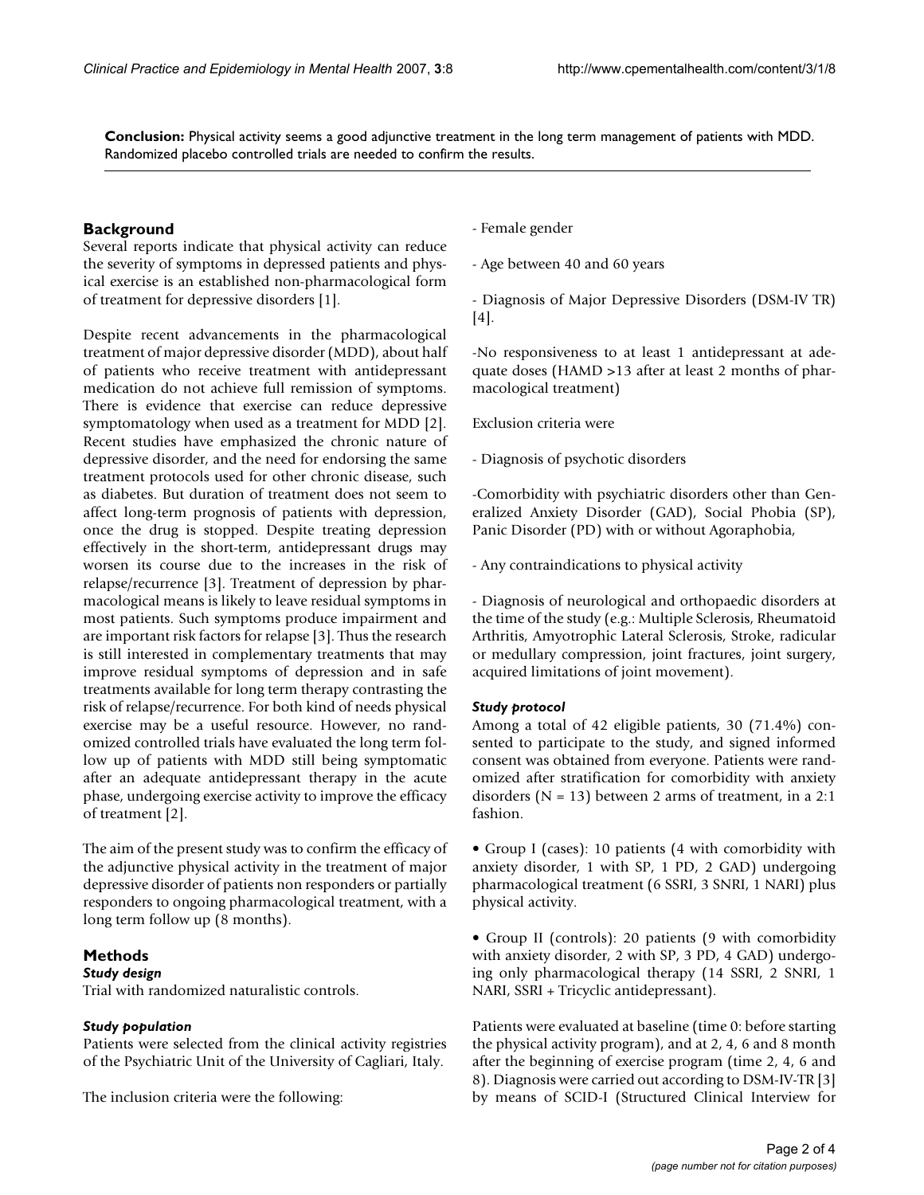**Conclusion:** Physical activity seems a good adjunctive treatment in the long term management of patients with MDD. Randomized placebo controlled trials are needed to confirm the results.

## Background

Several reports indicate that physical activity can reduce the severity of symptoms in depressed patients and physical exercise is an established non-pharmacological form of treatment for depressive disorders [1].

Despite recent advancements in the pharmacological treatment of major depressive disorder (MDD), about half of patients who receive treatment with antidepressant medication do not achieve full remission of symptoms. There is evidence that exercise can reduce depressive symptomatology when used as a treatment for MDD [2]. Recent studies have emphasized the chronic nature of depressive disorder, and the need for endorsing the same treatment protocols used for other chronic disease, such as diabetes. But duration of treatment does not seem to affect long-term prognosis of patients with depression, once the drug is stopped. Despite treating depression effectively in the short-term, antidepressant drugs may worsen its course due to the increases in the risk of relapse/recurrence [3]. Treatment of depression by pharmacological means is likely to leave residual symptoms in most patients. Such symptoms produce impairment and are important risk factors for relapse [3]. Thus the research is still interested in complementary treatments that may improve residual symptoms of depression and in safe treatments available for long term therapy contrasting the risk of relapse/recurrence. For both kind of needs physical exercise may be a useful resource. However, no randomized controlled trials have evaluated the long term follow up of patients with MDD still being symptomatic after an adequate antidepressant therapy in the acute phase, undergoing exercise activity to improve the efficacy of treatment [2].

The aim of the present study was to confirm the efficacy of the adjunctive physical activity in the treatment of major depressive disorder of patients non responders or partially responders to ongoing pharmacological treatment, with a long term follow up (8 months).

## Methods

### Study design

Trial with randomized naturalistic controls.

### Study population

Patients were selected from the clinical activity registries of the Psychiatric Unit of the University of Cagliari, Italy.

The inclusion criteria were the following:

- Female gender

- Age between 40 and 60 years

- Diagnosis of Major Depressive Disorders (DSM-IV TR) [4].

- No responsiveness to at least 1 antidepressant at adequate doses (HAMD >13 after at least 2 months of pharmacological treatment)

Exclusion criteria were

- Diagnosis of psychotic disorders

- Comorbidity with psychiatric disorders other than Generalized Anxiety Disorder (GAD), Social Phobia (SP), Panic Disorder (PD) with or without Agoraphobia,

- Any contraindications to physical activity

- Diagnosis of neurological and orthopaedic disorders at the time of the study (e.g.: Multiple Sclerosis, Rheumatoid Arthritis, Amyotrophic Lateral Sclerosis, Stroke, radicular or medullary compression, joint fractures, joint surgery, acquired limitations of joint movement).

### Study protocol

Among a total of 42 eligible patients, 30 (71.4%) consented to participate to the study, and signed informed consent was obtained from everyone. Patients were randomized after stratification for comorbidity with anxiety disorders (N = 13) between 2 arms of treatment, in a 2:1 fashion.

- Group I (cases): 10 patients (4 with comorbidity with anxiety disorder, 1 with SP, 1 PD, 2 GAD) undergoing pharmacological treatment (6 SSRI, 3 SNRI, 1 NARI) plus physical activity.

- Group II (controls): 20 patients (9 with comorbidity with anxiety disorder, 2 with SP, 3 PD, 4 GAD) undergoing only pharmacological therapy (14 SSRI, 2 SNRI, 1 NARI, SSRI + Tricyclic antidepressant).

Patients were evaluated at baseline (time 0: before starting the physical activity program), and at 2, 4, 6 and 8 month after the beginning of exercise program (time 2, 4, 6 and 8). Diagnosis were carried out according to DSM-IV-TR [3] by means of SCID-I (Structured Clinical Interview for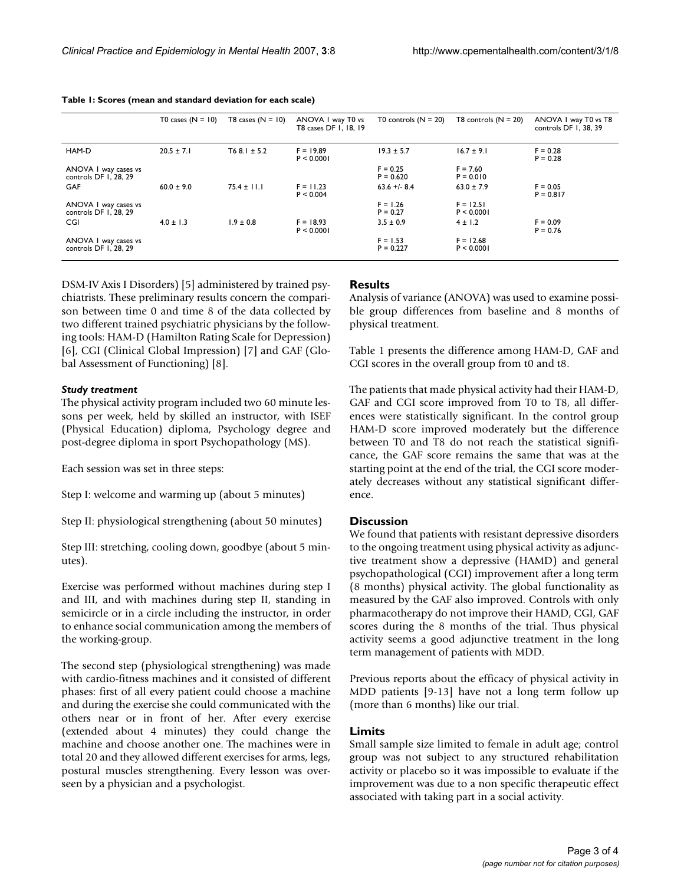**Table 1: Scores (mean and standard deviation for each scale)**

| | T0 cases (N = 10) | T8 cases (N = 10) | ANOVA 1 way T0 vs T8 cases DF 1, 18, 19 | T0 controls (N = 20) | T8 controls (N = 20) | ANOVA 1 way T0 vs T8 controls DF 1, 38, 39 |
|---|---|---|---|---|---|---|
| HAM-D | 20.5 ± 7.1 | T6 8.1 ± 5.2 | F = 19.89 P < 0.0001 | 19.3 ± 5.7 | 16.7 ± 9.1 | F = 0.28 P = 0.28 |
| ANOVA 1 way cases vs controls DF 1, 28, 29 | | | | F = 0.25 P = 0.620 | F = 7.60 P = 0.010 | |
| GAF | 60.0 ± 9.0 | 75.4 ± 11.1 | F = 11.23 P < 0.004 | 63.6 +/- 8.4 | 63.0 ± 7.9 | F = 0.05 P = 0.817 |
| ANOVA 1 way cases vs controls DF 1, 28, 29 | | | | F = 1.26 P = 0.27 | F = 12.51 P < 0.0001 | |
| CGI | 4.0 ± 1.3 | 1.9 ± 0.8 | F = 18.93 P < 0.0001 | 3.5 ± 0.9 | 4 ± 1.2 | F = 0.09 P = 0.76 |
| ANOVA 1 way cases vs controls DF 1, 28, 29 | | | | F = 1.53 P = 0.227 | F = 12.68 P < 0.0001 | |

DSM-IV Axis I Disorders) [5] administered by trained psychiatrists. These preliminary results concern the comparison between time 0 and time 8 of the data collected by two different trained psychiatric physicians by the following tools: HAM-D (Hamilton Rating Scale for Depression) [6], CGI (Clinical Global Impression) [7] and GAF (Global Assessment of Functioning) [8].

### *Study treatment*

The physical activity program included two 60 minute lessons per week, held by skilled an instructor, with ISEF (Physical Education) diploma, Psychology degree and post-degree diploma in sport Psychopathology (MS).

Each session was set in three steps:

Step I: welcome and warming up (about 5 minutes)

Step II: physiological strengthening (about 50 minutes)

Step III: stretching, cooling down, goodbye (about 5 minutes).

Exercise was performed without machines during step I and III, and with machines during step II, standing in semicircle or in a circle including the instructor, in order to enhance social communication among the members of the working-group.

The second step (physiological strengthening) was made with cardio-fitness machines and it consisted of different phases: first of all every patient could choose a machine and during the exercise she could communicated with the others near or in front of her. After every exercise (extended about 4 minutes) they could change the machine and choose another one. The machines were in total 20 and they allowed different exercises for arms, legs, postural muscles strengthening. Every lesson was overseen by a physician and a psychologist.

## Results

Analysis of variance (ANOVA) was used to examine possible group differences from baseline and 8 months of physical treatment.

Table 1 presents the difference among HAM-D, GAF and CGI scores in the overall group from t0 and t8.

The patients that made physical activity had their HAM-D, GAF and CGI score improved from T0 to T8, all differences were statistically significant. In the control group HAM-D score improved moderately but the difference between T0 and T8 do not reach the statistical significance, the GAF score remains the same that was at the starting point at the end of the trial, the CGI score moderately decreases without any statistical significant difference.

## Discussion

We found that patients with resistant depressive disorders to the ongoing treatment using physical activity as adjunctive treatment show a depressive (HAMD) and general psychopathological (CGI) improvement after a long term (8 months) physical activity. The global functionality as measured by the GAF also improved. Controls with only pharmacotherapy do not improve their HAMD, CGI, GAF scores during the 8 months of the trial. Thus physical activity seems a good adjunctive treatment in the long term management of patients with MDD.

Previous reports about the efficacy of physical activity in MDD patients [9-13] have not a long term follow up (more than 6 months) like our trial.

## Limits

Small sample size limited to female in adult age; control group was not subject to any structured rehabilitation activity or placebo so it was impossible to evaluate if the improvement was due to a non specific therapeutic effect associated with taking part in a social activity.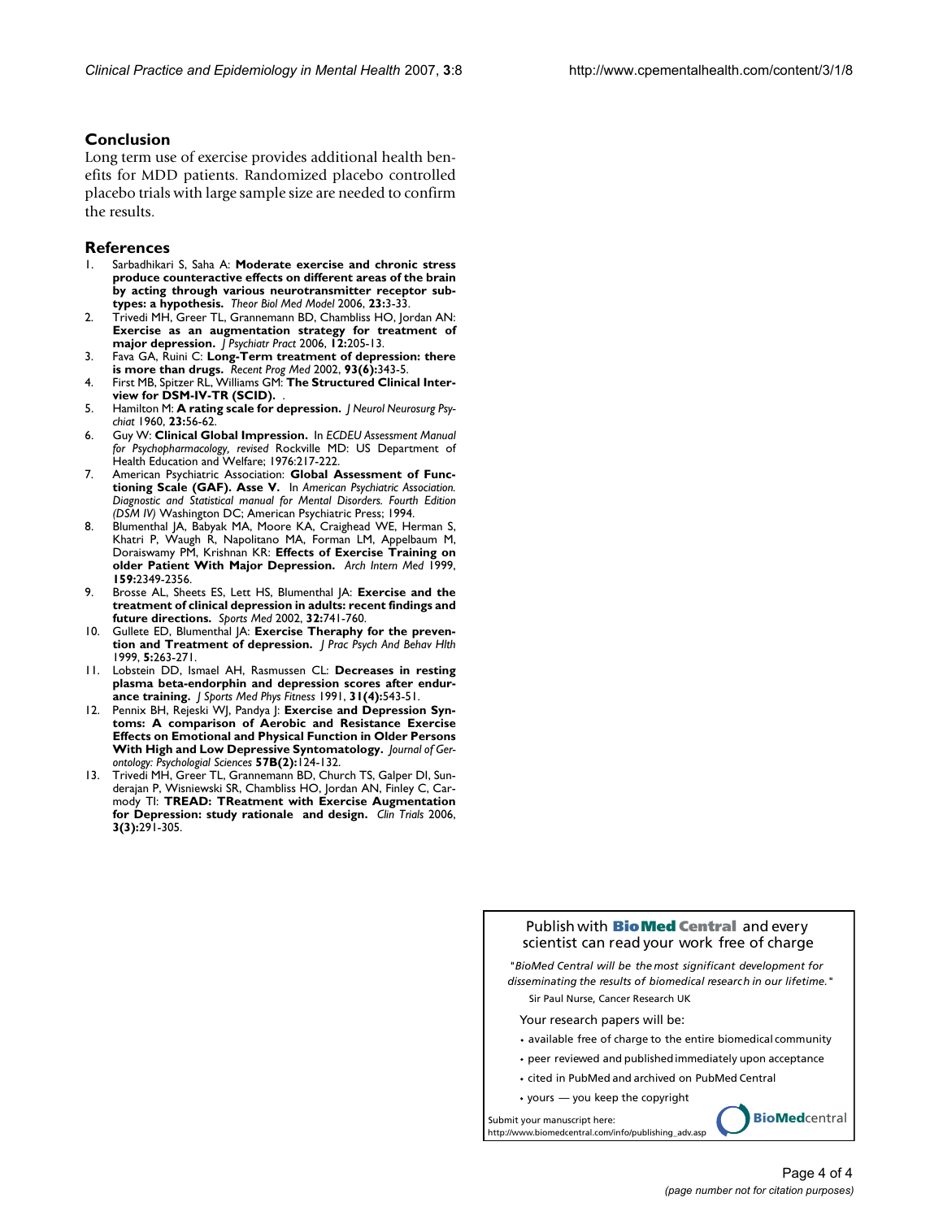## Conclusion

Long term use of exercise provides additional health benefits for MDD patients. Randomized placebo controlled placebo trials with large sample size are needed to confirm the results.

## References

1. Sarbadhikari S, Saha A: **Moderate exercise and chronic stress produce counteractive effects on different areas of the brain by acting through various neurotransmitter receptor subtypes: a hypothesis.** *Theor Biol Med Model* 2006, **23:**3-33.
2. Trivedi MH, Greer TL, Grannemann BD, Chambliss HO, Jordan AN: **Exercise as an augmentation strategy for treatment of major depression.** *J Psychiatr Pract* 2006, **12:**205-13.
3. Fava GA, Ruini C: **Long-Term treatment of depression: there is more than drugs.** *Recent Prog Med* 2002, **93(6):**343-5.
4. First MB, Spitzer RL, Williams GM: **The Structured Clinical Interview for DSM-IV-TR (SCID).** .
5. Hamilton M: **A rating scale for depression.** *J Neurol Neurosurg Psychiat* 1960, **23:**56-62.
6. Guy W: **Clinical Global Impression.** In *ECDEU Assessment Manual for Psychopharmacology, revised* Rockville MD: US Department of Health Education and Welfare; 1976:217-222.
7. American Psychiatric Association: **Global Assessment of Functioning Scale (GAF). Asse V.** In *American Psychiatric Association. Diagnostic and Statistical manual for Mental Disorders. Fourth Edition (DSM IV)* Washington DC; American Psychiatric Press; 1994.
8. Blumenthal JA, Babyak MA, Moore KA, Craighead WE, Herman S, Khatri P, Waugh R, Napolitano MA, Forman LM, Appelbaum M, Doraiswamy PM, Krishnan KR: **Effects of Exercise Training on older Patient With Major Depression.** *Arch Intern Med* 1999, **159:**2349-2356.
9. Brosse AL, Sheets ES, Lett HS, Blumenthal JA: **Exercise and the treatment of clinical depression in adults: recent findings and future directions.** *Sports Med* 2002, **32:**741-760.
10. Gullete ED, Blumenthal JA: **Exercise Theraphy for the prevention and Treatment of depression.** *J Prac Psych And Behav Hlth* 1999, **5:**263-271.
11. Lobstein DD, Ismael AH, Rasmussen CL: **Decreases in resting plasma beta-endorphin and depression scores after endurance training.** *J Sports Med Phys Fitness* 1991, **31(4):**543-51.
12. Pennix BH, Rejeski WJ, Pandya J: **Exercise and Depression Syntoms: A comparison of Aerobic and Resistance Exercise Effects on Emotional and Physical Function in Older Persons With High and Low Depressive Syntomatology.** *Journal of Gerontology: Psychologial Sciences* **57B(2):**124-132.
13. Trivedi MH, Greer TL, Grannemann BD, Church TS, Galper DI, Sunderajan P, Wisniewski SR, Chambliss HO, Jordan AN, Finley C, Carmody TI: **TREAD: TReatment with Exercise Augmentation for Depression: study rationale and design.** *Clin Trials* 2006, **3(3):**291-305.

Publish with **BioMed Central** and every scientist can read your work free of charge

*"BioMed Central will be the most significant development for disseminating the results of biomedical research in our lifetime."*
Sir Paul Nurse, Cancer Research UK

Your research papers will be:

- available free of charge to the entire biomedical community
- peer reviewed and published immediately upon acceptance
- cited in PubMed and archived on PubMed Central
- yours — you keep the copyright

Submit your manuscript here:
http://www.biomedcentral.com/info/publishing_adv.asp

BioMedcentral